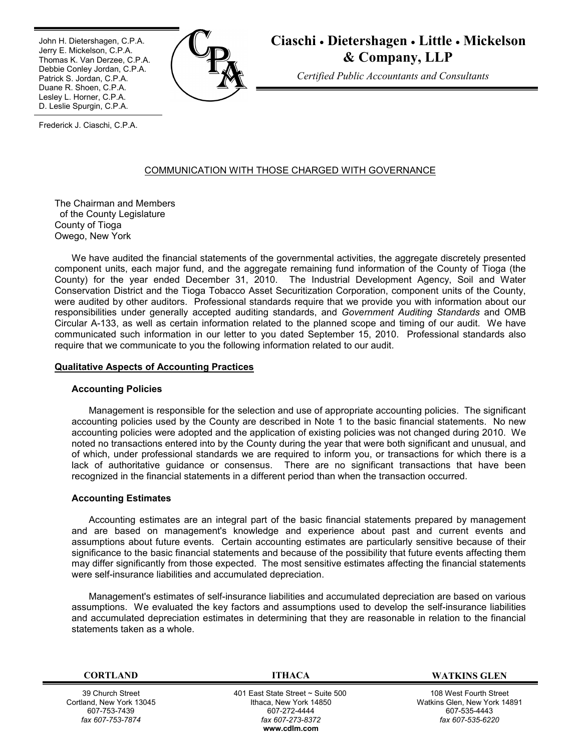John H. Dietershagen, C.P.A.
Jerry E. Mickelson, C.P.A.
Thomas K. Van Derzee, C.P.A.
Debbie Conley Jordan, C.P.A.
Patrick S. Jordan, C.P.A.
Duane R. Shoen, C.P.A.
Lesley L. Horner, C.P.A.
D. Leslie Spurgin, C.P.A.

Frederick J. Ciaschi, C.P.A.

# Ciaschi • Dietershagen • Little • Mickelson & Company, LLP

*Certified Public Accountants and Consultants*

## COMMUNICATION WITH THOSE CHARGED WITH GOVERNANCE

The Chairman and Members
of the County Legislature
County of Tioga
Owego, New York

We have audited the financial statements of the governmental activities, the aggregate discretely presented component units, each major fund, and the aggregate remaining fund information of the County of Tioga (the County) for the year ended December 31, 2010. The Industrial Development Agency, Soil and Water Conservation District and the Tioga Tobacco Asset Securitization Corporation, component units of the County, were audited by other auditors. Professional standards require that we provide you with information about our responsibilities under generally accepted auditing standards, and *Government Auditing Standards* and OMB Circular A-133, as well as certain information related to the planned scope and timing of our audit. We have communicated such information in our letter to you dated September 15, 2010. Professional standards also require that we communicate to you the following information related to our audit.

**Qualitative Aspects of Accounting Practices**

### Accounting Policies

Management is responsible for the selection and use of appropriate accounting policies. The significant accounting policies used by the County are described in Note 1 to the basic financial statements. No new accounting policies were adopted and the application of existing policies was not changed during 2010. We noted no transactions entered into by the County during the year that were both significant and unusual, and of which, under professional standards we are required to inform you, or transactions for which there is a lack of authoritative guidance or consensus. There are no significant transactions that have been recognized in the financial statements in a different period than when the transaction occurred.

### Accounting Estimates

Accounting estimates are an integral part of the basic financial statements prepared by management and are based on management's knowledge and experience about past and current events and assumptions about future events. Certain accounting estimates are particularly sensitive because of their significance to the basic financial statements and because of the possibility that future events affecting them may differ significantly from those expected. The most sensitive estimates affecting the financial statements were self-insurance liabilities and accumulated depreciation.

Management's estimates of self-insurance liabilities and accumulated depreciation are based on various assumptions. We evaluated the key factors and assumptions used to develop the self-insurance liabilities and accumulated depreciation estimates in determining that they are reasonable in relation to the financial statements taken as a whole.

| CORTLAND | ITHACA | WATKINS GLEN |
|---|---|---|
| 39 Church Street<br>Cortland, New York 13045<br>607-753-7439<br>*fax 607-753-7874* | 401 East State Street ~ Suite 500<br>Ithaca, New York 14850<br>607-272-4444<br>*fax 607-273-8372*<br>**www.cdlm.com** | 108 West Fourth Street<br>Watkins Glen, New York 14891<br>607-535-4443<br>*fax 607-535-6220* |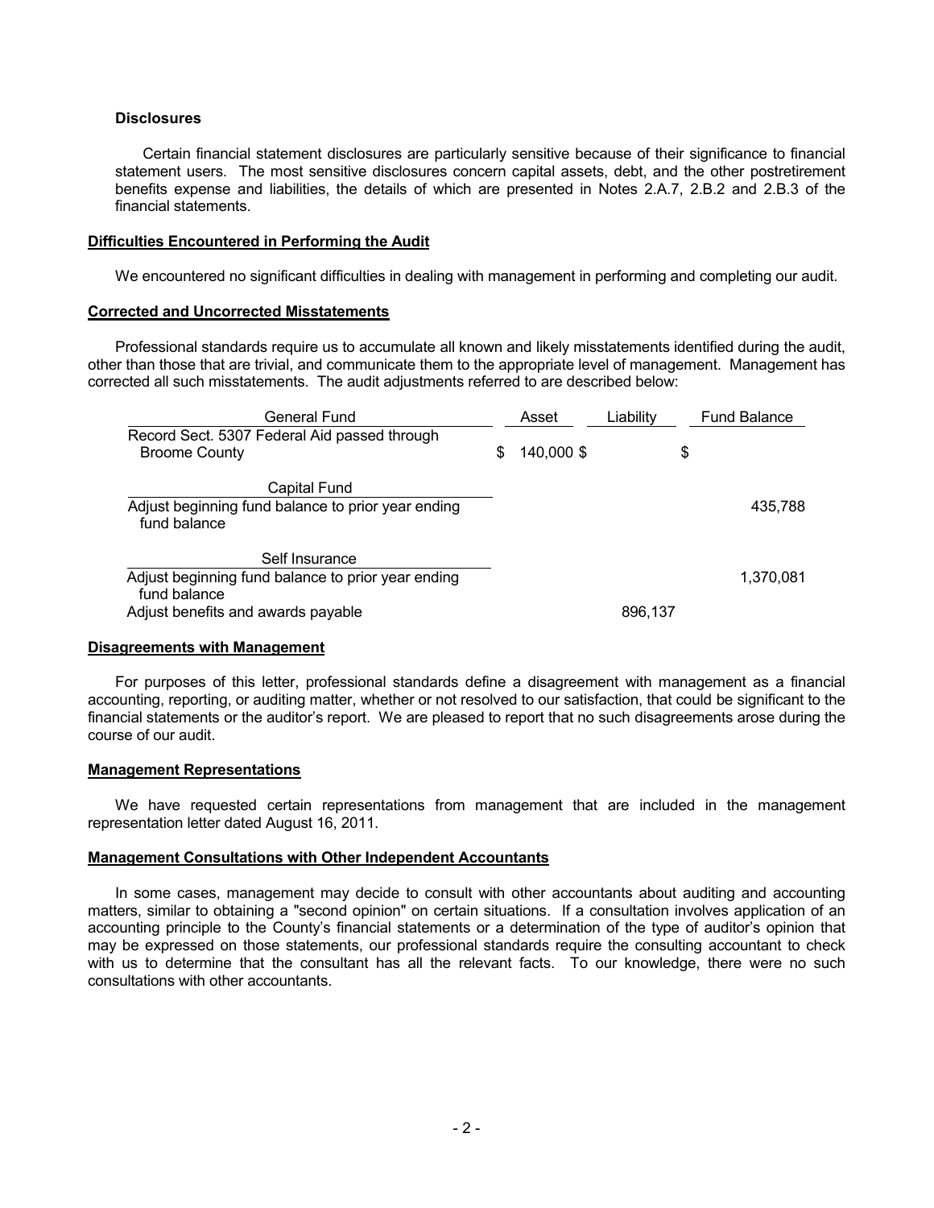**Disclosures**

Certain financial statement disclosures are particularly sensitive because of their significance to financial statement users. The most sensitive disclosures concern capital assets, debt, and the other postretirement benefits expense and liabilities, the details of which are presented in Notes 2.A.7, 2.B.2 and 2.B.3 of the financial statements.

**Difficulties Encountered in Performing the Audit**

We encountered no significant difficulties in dealing with management in performing and completing our audit.

**Corrected and Uncorrected Misstatements**

Professional standards require us to accumulate all known and likely misstatements identified during the audit, other than those that are trivial, and communicate them to the appropriate level of management. Management has corrected all such misstatements. The audit adjustments referred to are described below:

| General Fund | Asset | Liability | Fund Balance |
|---|---|---|---|
| Record Sect. 5307 Federal Aid passed through Broome County | $ 140,000 | $ | $ |
| **Capital Fund** | | | |
| Adjust beginning fund balance to prior year ending fund balance | | | 435,788 |
| **Self Insurance** | | | |
| Adjust beginning fund balance to prior year ending fund balance | | | 1,370,081 |
| Adjust benefits and awards payable | | 896,137 | |

**Disagreements with Management**

For purposes of this letter, professional standards define a disagreement with management as a financial accounting, reporting, or auditing matter, whether or not resolved to our satisfaction, that could be significant to the financial statements or the auditor's report. We are pleased to report that no such disagreements arose during the course of our audit.

**Management Representations**

We have requested certain representations from management that are included in the management representation letter dated August 16, 2011.

**Management Consultations with Other Independent Accountants**

In some cases, management may decide to consult with other accountants about auditing and accounting matters, similar to obtaining a "second opinion" on certain situations. If a consultation involves application of an accounting principle to the County's financial statements or a determination of the type of auditor's opinion that may be expressed on those statements, our professional standards require the consulting accountant to check with us to determine that the consultant has all the relevant facts. To our knowledge, there were no such consultations with other accountants.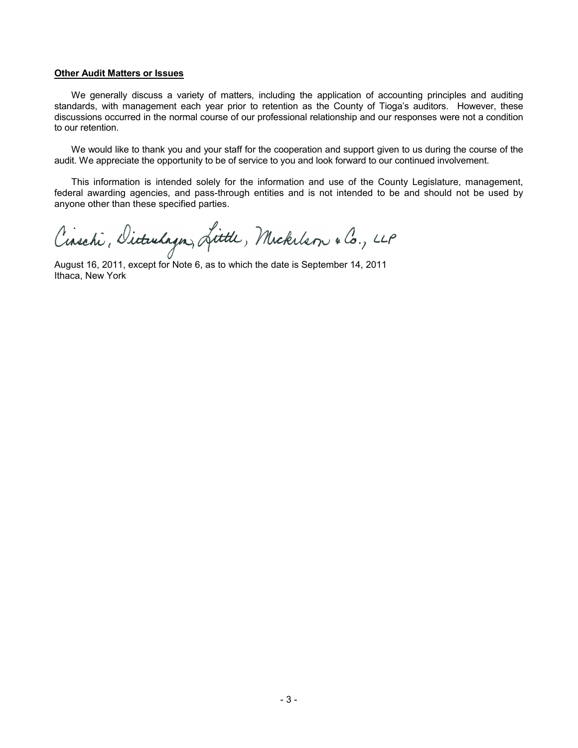**Other Audit Matters or Issues**

We generally discuss a variety of matters, including the application of accounting principles and auditing standards, with management each year prior to retention as the County of Tioga's auditors. However, these discussions occurred in the normal course of our professional relationship and our responses were not a condition to our retention.

We would like to thank you and your staff for the cooperation and support given to us during the course of the audit. We appreciate the opportunity to be of service to you and look forward to our continued involvement.

This information is intended solely for the information and use of the County Legislature, management, federal awarding agencies, and pass-through entities and is not intended to be and should not be used by anyone other than these specified parties.

Ciaschi, Dietershagen, Little, Mickelson & Co., LLP

August 16, 2011, except for Note 6, as to which the date is September 14, 2011
Ithaca, New York